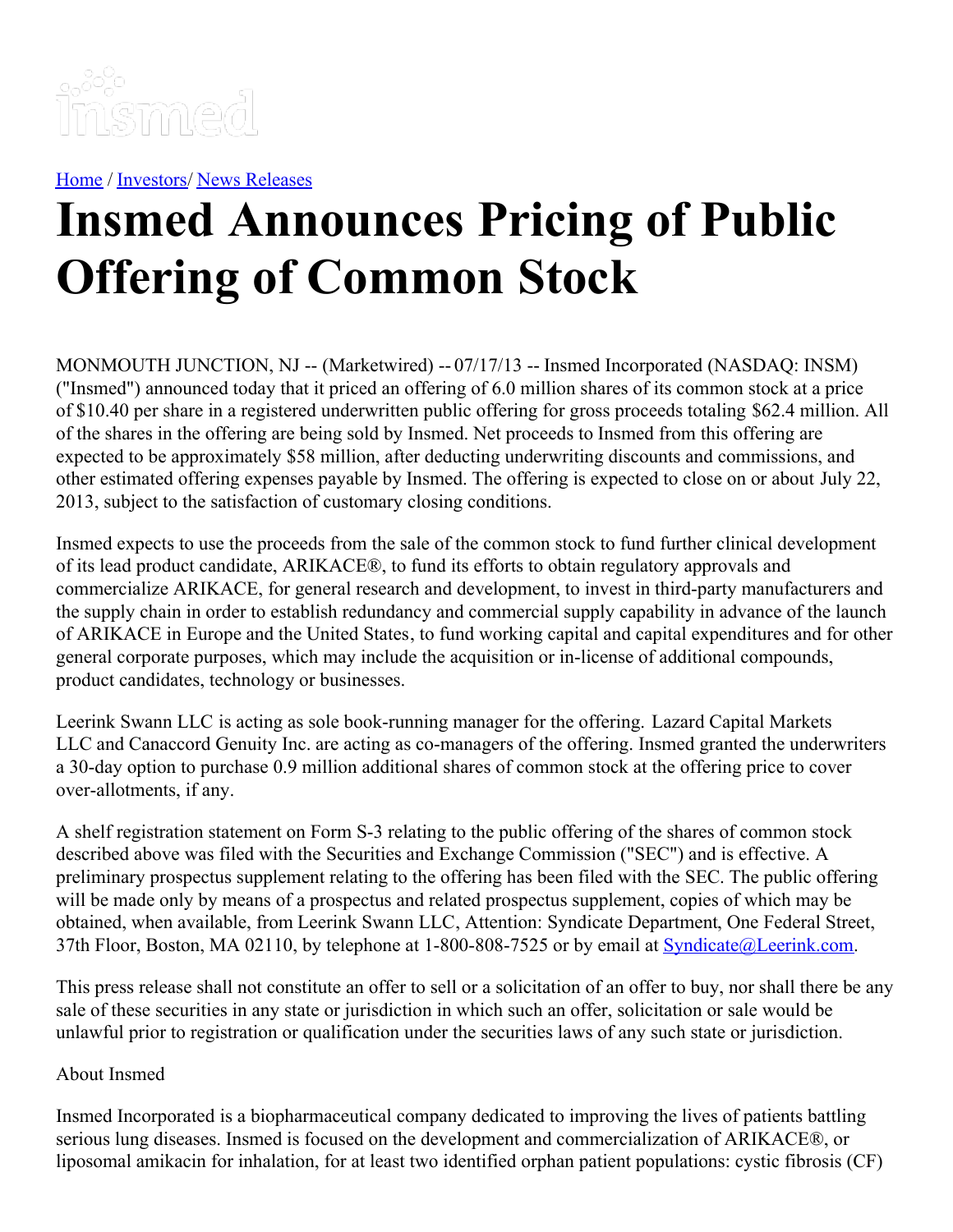[Home](#) / [Investors](#)/ [News Releases](#)

# Insmed Announces Pricing of Public Offering of Common Stock

MONMOUTH JUNCTION, NJ -- (Marketwired) -- 07/17/13 -- Insmed Incorporated (NASDAQ: INSM) ("Insmed") announced today that it priced an offering of 6.0 million shares of its common stock at a price of $10.40 per share in a registered underwritten public offering for gross proceeds totaling $62.4 million. All of the shares in the offering are being sold by Insmed. Net proceeds to Insmed from this offering are expected to be approximately $58 million, after deducting underwriting discounts and commissions, and other estimated offering expenses payable by Insmed. The offering is expected to close on or about July 22, 2013, subject to the satisfaction of customary closing conditions.

Insmed expects to use the proceeds from the sale of the common stock to fund further clinical development of its lead product candidate, ARIKACE®, to fund its efforts to obtain regulatory approvals and commercialize ARIKACE, for general research and development, to invest in third-party manufacturers and the supply chain in order to establish redundancy and commercial supply capability in advance of the launch of ARIKACE in Europe and the United States, to fund working capital and capital expenditures and for other general corporate purposes, which may include the acquisition or in-license of additional compounds, product candidates, technology or businesses.

Leerink Swann LLC is acting as sole book-running manager for the offering. Lazard Capital Markets LLC and Canaccord Genuity Inc. are acting as co-managers of the offering. Insmed granted the underwriters a 30-day option to purchase 0.9 million additional shares of common stock at the offering price to cover over-allotments, if any.

A shelf registration statement on Form S-3 relating to the public offering of the shares of common stock described above was filed with the Securities and Exchange Commission ("SEC") and is effective. A preliminary prospectus supplement relating to the offering has been filed with the SEC. The public offering will be made only by means of a prospectus and related prospectus supplement, copies of which may be obtained, when available, from Leerink Swann LLC, Attention: Syndicate Department, One Federal Street, 37th Floor, Boston, MA 02110, by telephone at 1-800-808-7525 or by email at [Syndicate@Leerink.com](mailto:Syndicate@Leerink.com).

This press release shall not constitute an offer to sell or a solicitation of an offer to buy, nor shall there be any sale of these securities in any state or jurisdiction in which such an offer, solicitation or sale would be unlawful prior to registration or qualification under the securities laws of any such state or jurisdiction.

About Insmed

Insmed Incorporated is a biopharmaceutical company dedicated to improving the lives of patients battling serious lung diseases. Insmed is focused on the development and commercialization of ARIKACE®, or liposomal amikacin for inhalation, for at least two identified orphan patient populations: cystic fibrosis (CF)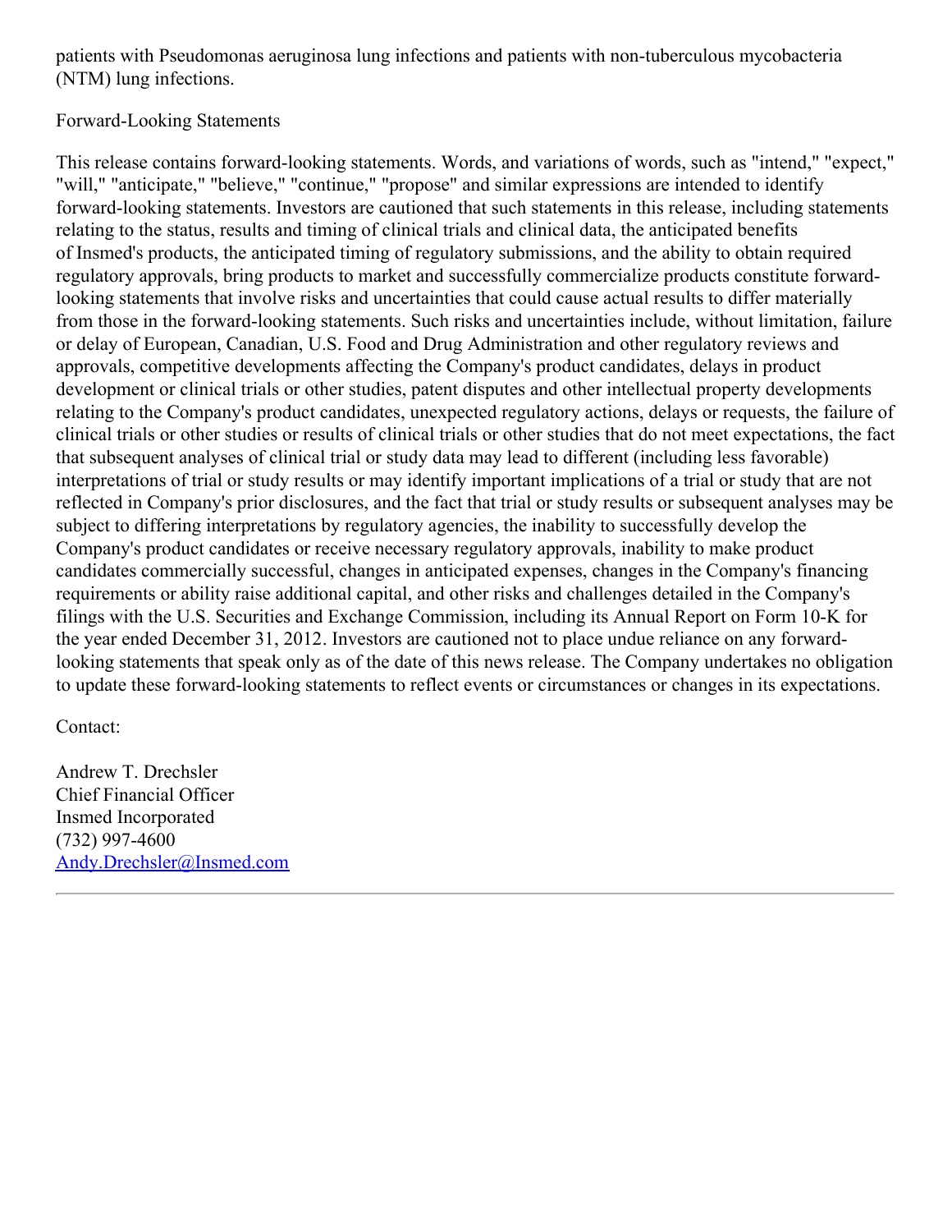patients with Pseudomonas aeruginosa lung infections and patients with non-tuberculous mycobacteria (NTM) lung infections.

Forward-Looking Statements

This release contains forward-looking statements. Words, and variations of words, such as "intend," "expect," "will," "anticipate," "believe," "continue," "propose" and similar expressions are intended to identify forward-looking statements. Investors are cautioned that such statements in this release, including statements relating to the status, results and timing of clinical trials and clinical data, the anticipated benefits of Insmed's products, the anticipated timing of regulatory submissions, and the ability to obtain required regulatory approvals, bring products to market and successfully commercialize products constitute forward-looking statements that involve risks and uncertainties that could cause actual results to differ materially from those in the forward-looking statements. Such risks and uncertainties include, without limitation, failure or delay of European, Canadian, U.S. Food and Drug Administration and other regulatory reviews and approvals, competitive developments affecting the Company's product candidates, delays in product development or clinical trials or other studies, patent disputes and other intellectual property developments relating to the Company's product candidates, unexpected regulatory actions, delays or requests, the failure of clinical trials or other studies or results of clinical trials or other studies that do not meet expectations, the fact that subsequent analyses of clinical trial or study data may lead to different (including less favorable) interpretations of trial or study results or may identify important implications of a trial or study that are not reflected in Company's prior disclosures, and the fact that trial or study results or subsequent analyses may be subject to differing interpretations by regulatory agencies, the inability to successfully develop the Company's product candidates or receive necessary regulatory approvals, inability to make product candidates commercially successful, changes in anticipated expenses, changes in the Company's financing requirements or ability raise additional capital, and other risks and challenges detailed in the Company's filings with the U.S. Securities and Exchange Commission, including its Annual Report on Form 10-K for the year ended December 31, 2012. Investors are cautioned not to place undue reliance on any forward-looking statements that speak only as of the date of this news release. The Company undertakes no obligation to update these forward-looking statements to reflect events or circumstances or changes in its expectations.

Contact:

Andrew T. Drechsler
Chief Financial Officer
Insmed Incorporated
(732) 997-4600
Andy.Drechsler@Insmed.com